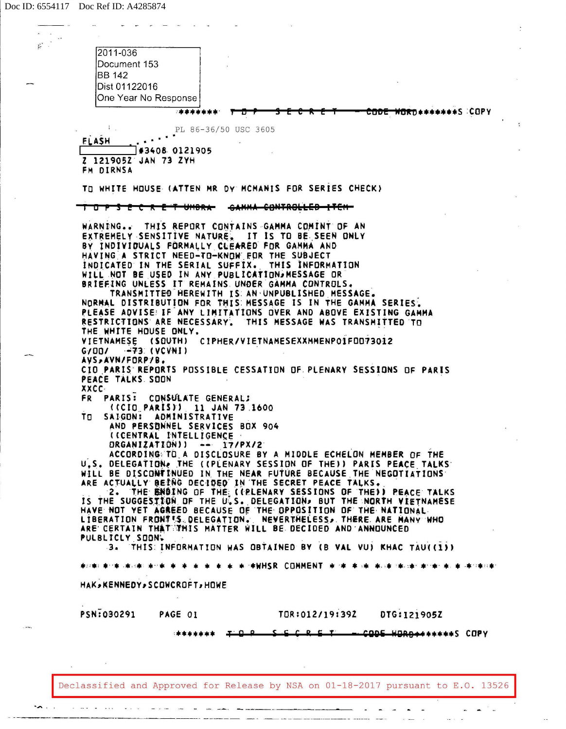Doc ID: 6554117 Doc Ref ID: A4285874

2011-036
Document 153
BB 142
Dist 01122016
One Year No Response

******* ~~T O P S E C R E T - CODE WORD~~*******S COPY

PL 86-36/50 USC 3605

FLASH
[REDACTED] #3408 0121905
Z 121905Z JAN 73 ZYH
FM DIRNSA

TO WHITE HOUSE (ATTEN MR DY MCMANIS FOR SERIES CHECK)

~~T O P S E C R E T UMBRA GAMMA CONTROLLED ITEM~~

WARNING.. THIS REPORT CONTAINS GAMMA COMINT OF AN EXTREMELY SENSITIVE NATURE. IT IS TO BE SEEN ONLY BY INDIVIDUALS FORMALLY CLEARED FOR GAMMA AND HAVING A STRICT NEED-TO-KNOW FOR THE SUBJECT INDICATED IN THE SERIAL SUFFIX. THIS INFORMATION WILL NOT BE USED IN ANY PUBLICATION,MESSAGE OR BRIEFING UNLESS IT REMAINS UNDER GAMMA CONTROLS.
TRANSMITTED HEREWITH IS AN UNPUBLISHED MESSAGE. NORMAL DISTRIBUTION FOR THIS MESSAGE IS IN THE GAMMA SERIES. PLEASE ADVISE IF ANY LIMITATIONS OVER AND ABOVE EXISTING GAMMA RESTRICTIONS ARE NECESSARY. THIS MESSAGE WAS TRANSMITTED TO THE WHITE HOUSE ONLY.
VIETNAMESE (SOUTH) CIPHER/VIETNAMESEXXMMENP01F0073012
G/00/ -73 (VCVNI)
AVS,AVN/FORP/B.
CIO PARIS REPORTS POSSIBLE CESSATION OF PLENARY SESSIONS OF PARIS PEACE TALKS SOON
XXCC
FR PARIS: CONSULATE GENERAL;
((CIO PARIS)) 11 JAN 73 1600
TO SAIGON: ADMINISTRATIVE
AND PERSONNEL SERVICES BOX 904
((CENTRAL INTELLIGENCE
ORGANIZATION)) -- 17/PX/2
ACCORDING TO A DISCLOSURE BY A MIDDLE ECHELON MEMBER OF THE U.S. DELEGATION, THE ((PLENARY SESSION OF THE)) PARIS PEACE TALKS WILL BE DISCONTINUED IN THE NEAR FUTURE BECAUSE THE NEGOTIATIONS ARE ACTUALLY BEING DECIDED IN THE SECRET PEACE TALKS.
2. THE ENDING OF THE ((PLENARY SESSIONS OF THE)) PEACE TALKS IS THE SUGGESTION OF THE U.S. DELEGATION, BUT THE NORTH VIETNAMESE HAVE NOT YET AGREED BECAUSE OF THE OPPOSITION OF THE NATIONAL LIBERATION FRONT'S DELEGATION. NEVERTHELESS, THERE ARE MANY WHO ARE CERTAIN THAT THIS MATTER WILL BE DECIDED AND ANNOUNCED PULBLICLY SOON.
3. THIS INFORMATION WAS OBTAINED BY (B VAL VU) KHAC TAU((1))

* * * * * * * * * * * * * * * * *WHSR COMMENT * * * * * * * * * * * * * * * * *

HAK,KENNEDY,SCOWCROFT,HOWE

PSN:030291 PAGE 01 TOR:012/19:39Z DTG:121905Z

******* ~~T O P S E C R E T - CODE WORD~~*******S COPY

Declassified and Approved for Release by NSA on 01-18-2017 pursuant to E.O. 13526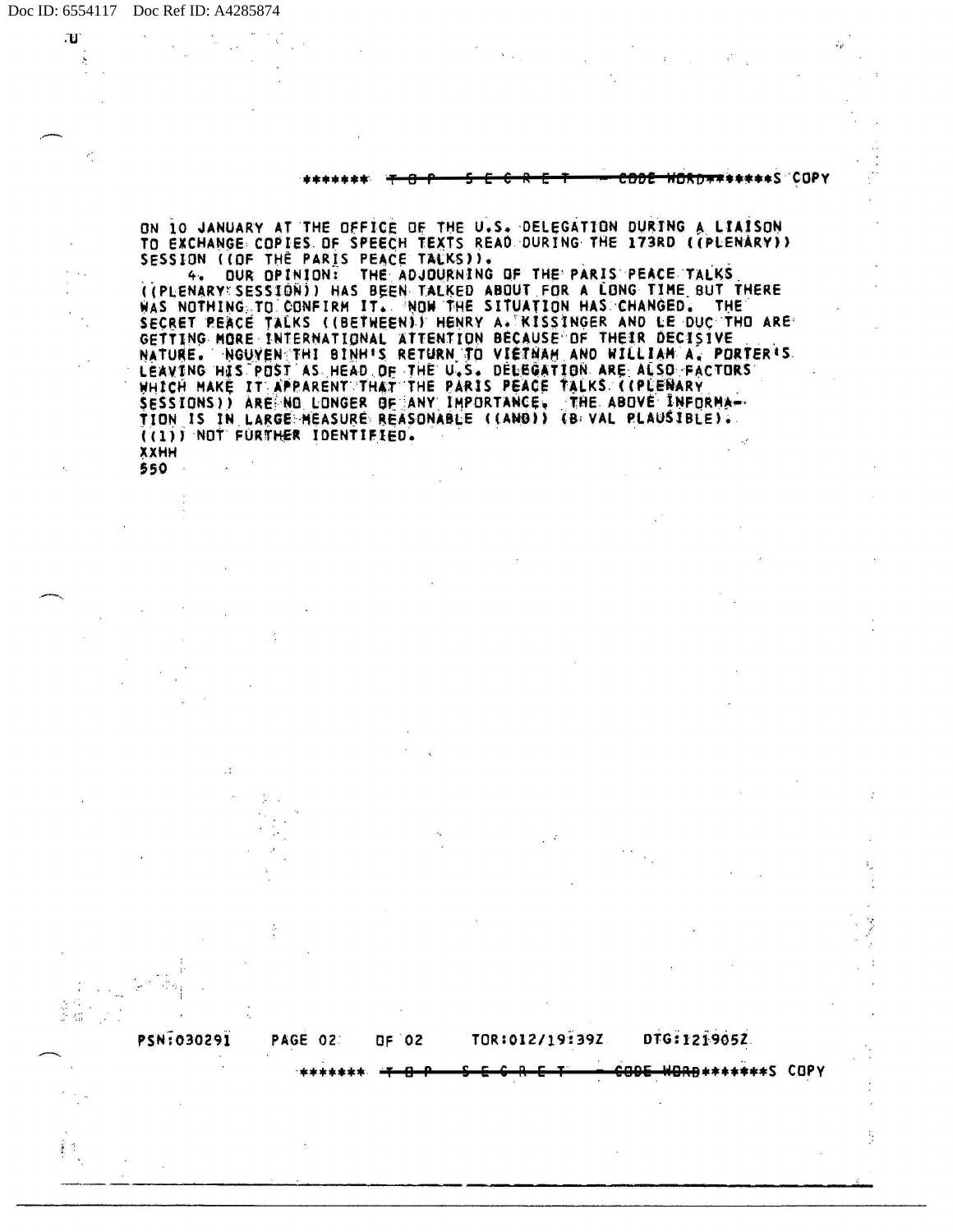Doc ID: 6554117 Doc Ref ID: A4285874

******* TOP SECRET - CODE WORD*******S COPY

ON 10 JANUARY AT THE OFFICE OF THE U.S. DELEGATION DURING A LIAISON TO EXCHANGE COPIES OF SPEECH TEXTS READ DURING THE 173RD ((PLENARY)) SESSION ((OF THE PARIS PEACE TALKS)).

4. OUR OPINION: THE ADJOURNING OF THE PARIS PEACE TALKS ((PLENARY SESSION)) HAS BEEN TALKED ABOUT FOR A LONG TIME BUT THERE WAS NOTHING TO CONFIRM IT. NOW THE SITUATION HAS CHANGED. THE SECRET PEACE TALKS ((BETWEEN)) HENRY A. KISSINGER AND LE DUC THO ARE GETTING MORE INTERNATIONAL ATTENTION BECAUSE OF THEIR DECISIVE NATURE. NGUYEN THI BINH'S RETURN TO VIETNAM AND WILLIAM A. PORTER'S LEAVING HIS POST AS HEAD OF THE U.S. DELEGATION ARE ALSO FACTORS WHICH MAKE IT APPARENT THAT THE PARIS PEACE TALKS ((PLENARY SESSIONS)) ARE NO LONGER OF ANY IMPORTANCE. THE ABOVE INFORMATION IS IN LARGE MEASURE REASONABLE ((AND)) (B VAL PLAUSIBLE).

((1)) NOT FURTHER IDENTIFIED.

XXHH

550

PSN:030291 PAGE 02 OF 02 TOR:012/19:39Z DTG:121905Z

******* TOP SECRET - CODE WORD*******S COPY